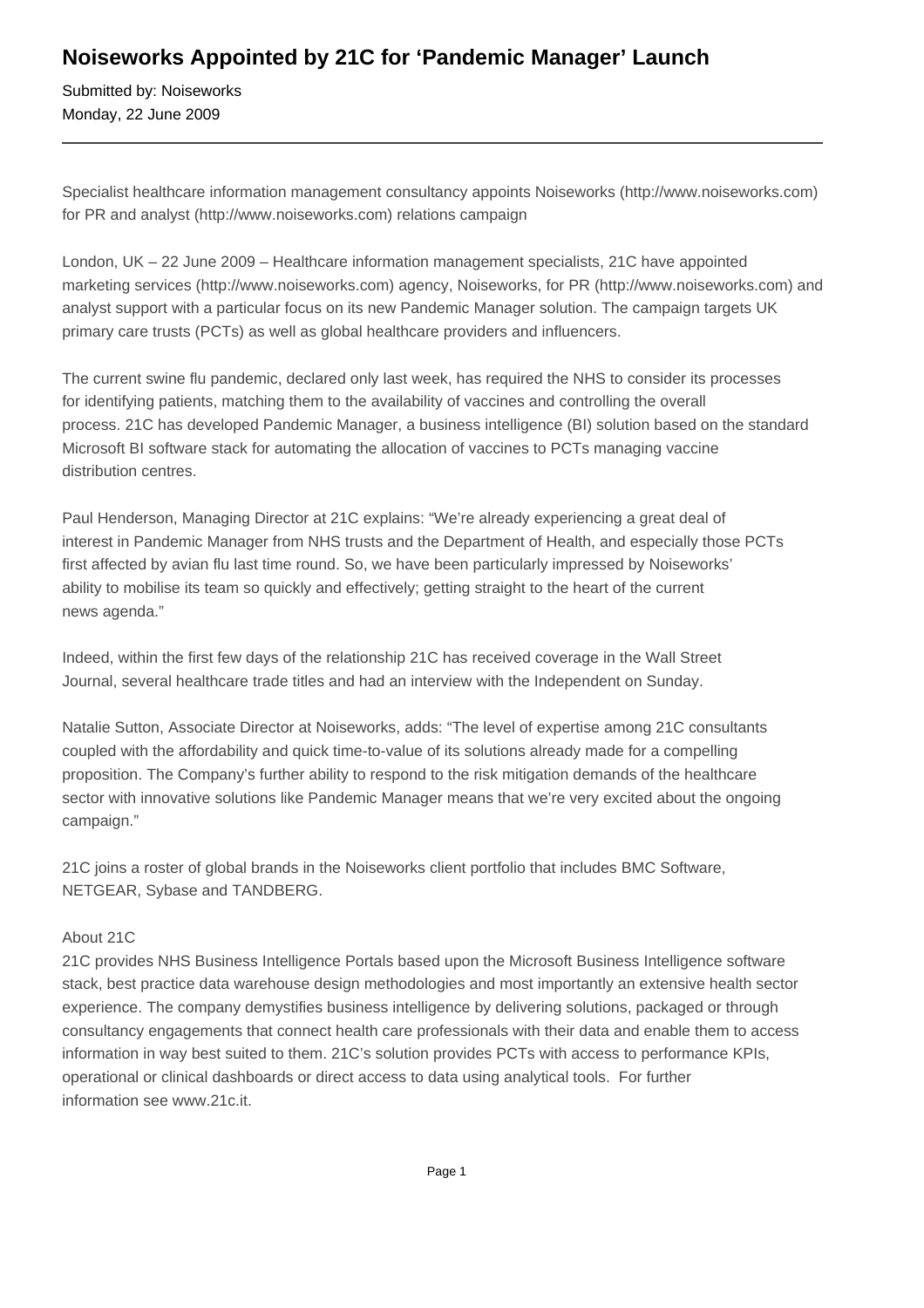# Noiseworks Appointed by 21C for 'Pandemic Manager' Launch

Submitted by: Noiseworks
Monday, 22 June 2009

---

Specialist healthcare information management consultancy appoints Noiseworks (http://www.noiseworks.com) for PR and analyst (http://www.noiseworks.com) relations campaign

London, UK – 22 June 2009 – Healthcare information management specialists, 21C have appointed marketing services (http://www.noiseworks.com) agency, Noiseworks, for PR (http://www.noiseworks.com) and analyst support with a particular focus on its new Pandemic Manager solution. The campaign targets UK primary care trusts (PCTs) as well as global healthcare providers and influencers.

The current swine flu pandemic, declared only last week, has required the NHS to consider its processes for identifying patients, matching them to the availability of vaccines and controlling the overall process. 21C has developed Pandemic Manager, a business intelligence (BI) solution based on the standard Microsoft BI software stack for automating the allocation of vaccines to PCTs managing vaccine distribution centres.

Paul Henderson, Managing Director at 21C explains: "We're already experiencing a great deal of interest in Pandemic Manager from NHS trusts and the Department of Health, and especially those PCTs first affected by avian flu last time round. So, we have been particularly impressed by Noiseworks' ability to mobilise its team so quickly and effectively; getting straight to the heart of the current news agenda."

Indeed, within the first few days of the relationship 21C has received coverage in the Wall Street Journal, several healthcare trade titles and had an interview with the Independent on Sunday.

Natalie Sutton, Associate Director at Noiseworks, adds: "The level of expertise among 21C consultants coupled with the affordability and quick time-to-value of its solutions already made for a compelling proposition. The Company's further ability to respond to the risk mitigation demands of the healthcare sector with innovative solutions like Pandemic Manager means that we're very excited about the ongoing campaign."

21C joins a roster of global brands in the Noiseworks client portfolio that includes BMC Software, NETGEAR, Sybase and TANDBERG.

About 21C
21C provides NHS Business Intelligence Portals based upon the Microsoft Business Intelligence software stack, best practice data warehouse design methodologies and most importantly an extensive health sector experience. The company demystifies business intelligence by delivering solutions, packaged or through consultancy engagements that connect health care professionals with their data and enable them to access information in way best suited to them. 21C's solution provides PCTs with access to performance KPIs, operational or clinical dashboards or direct access to data using analytical tools. For further information see www.21c.it.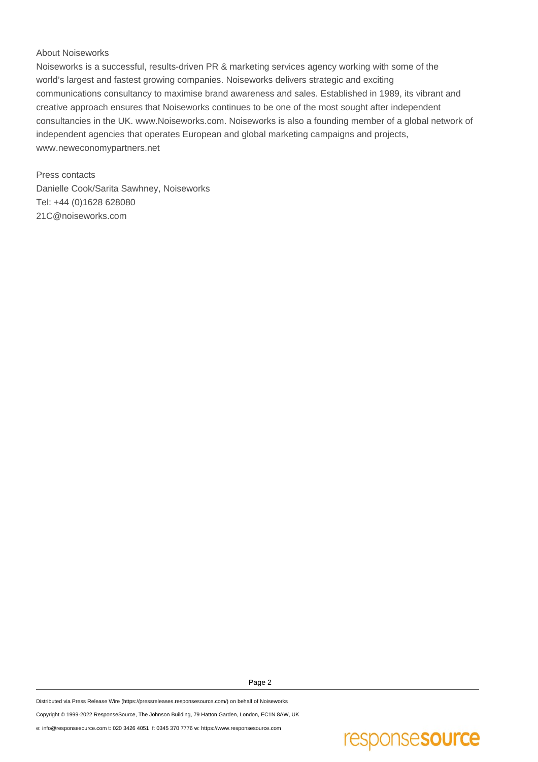About Noiseworks

Noiseworks is a successful, results-driven PR & marketing services agency working with some of the world's largest and fastest growing companies. Noiseworks delivers strategic and exciting communications consultancy to maximise brand awareness and sales. Established in 1989, its vibrant and creative approach ensures that Noiseworks continues to be one of the most sought after independent consultancies in the UK. www.Noiseworks.com. Noiseworks is also a founding member of a global network of independent agencies that operates European and global marketing campaigns and projects, www.neweconomypartners.net

Press contacts

Danielle Cook/Sarita Sawhney, Noiseworks

Tel: +44 (0)1628 628080

21C@noiseworks.com